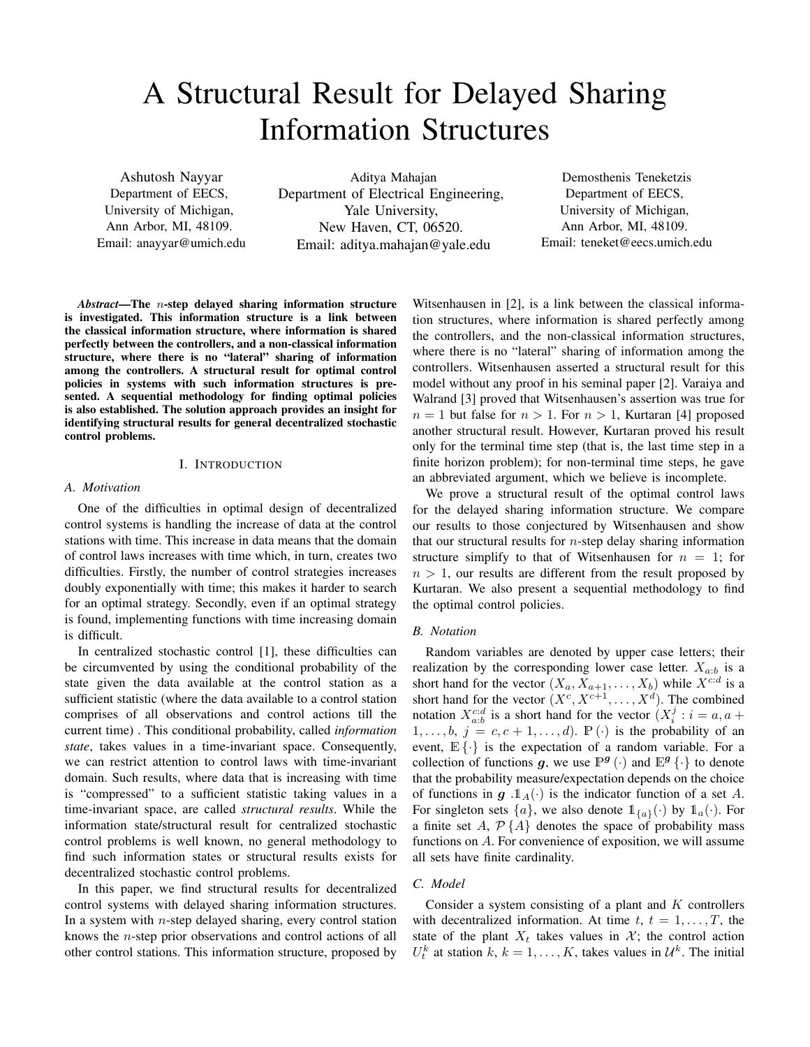# A Structural Result for Delayed Sharing Information Structures

Ashutosh Nayyar
Department of EECS,
University of Michigan,
Ann Arbor, MI, 48109.
Email: anayyar@umich.edu

Aditya Mahajan
Department of Electrical Engineering,
Yale University,
New Haven, CT, 06520.
Email: aditya.mahajan@yale.edu

Demosthenis Teneketzis
Department of EECS,
University of Michigan,
Ann Arbor, MI, 48109.
Email: teneket@eecs.umich.edu

***Abstract*—The $n$-step delayed sharing information structure is investigated. This information structure is a link between the classical information structure, where information is shared perfectly between the controllers, and a non-classical information structure, where there is no "lateral" sharing of information among the controllers. A structural result for optimal control policies in systems with such information structures is presented. A sequential methodology for finding optimal policies is also established. The solution approach provides an insight for identifying structural results for general decentralized stochastic control problems.**

## I. Introduction

### A. Motivation

One of the difficulties in optimal design of decentralized control systems is handling the increase of data at the control stations with time. This increase in data means that the domain of control laws increases with time which, in turn, creates two difficulties. Firstly, the number of control strategies increases doubly exponentially with time; this makes it harder to search for an optimal strategy. Secondly, even if an optimal strategy is found, implementing functions with time increasing domain is difficult.

In centralized stochastic control [1], these difficulties can be circumvented by using the conditional probability of the state given the data available at the control station as a sufficient statistic (where the data available to a control station comprises of all observations and control actions till the current time) . This conditional probability, called *information state*, takes values in a time-invariant space. Consequently, we can restrict attention to control laws with time-invariant domain. Such results, where data that is increasing with time is "compressed" to a sufficient statistic taking values in a time-invariant space, are called *structural results*. While the information state/structural result for centralized stochastic control problems is well known, no general methodology to find such information states or structural results exists for decentralized stochastic control problems.

In this paper, we find structural results for decentralized control systems with delayed sharing information structures. In a system with $n$-step delayed sharing, every control station knows the $n$-step prior observations and control actions of all other control stations. This information structure, proposed by Witsenhausen in [2], is a link between the classical information structures, where information is shared perfectly among the controllers, and the non-classical information structures, where there is no "lateral" sharing of information among the controllers. Witsenhausen asserted a structural result for this model without any proof in his seminal paper [2]. Varaiya and Walrand [3] proved that Witsenhausen's assertion was true for $n = 1$ but false for $n > 1$. For $n > 1$, Kurtaran [4] proposed another structural result. However, Kurtaran proved his result only for the terminal time step (that is, the last time step in a finite horizon problem); for non-terminal time steps, he gave an abbreviated argument, which we believe is incomplete.

We prove a structural result of the optimal control laws for the delayed sharing information structure. We compare our results to those conjectured by Witsenhausen and show that our structural results for $n$-step delay sharing information structure simplify to that of Witsenhausen for $n = 1$; for $n > 1$, our results are different from the result proposed by Kurtaran. We also present a sequential methodology to find the optimal control policies.

### B. Notation

Random variables are denoted by upper case letters; their realization by the corresponding lower case letter. $X_{a:b}$ is a short hand for the vector $(X_a, X_{a+1}, \dots, X_b)$ while $X^{c:d}$ is a short hand for the vector $(X^c, X^{c+1}, \dots, X^d)$. The combined notation $X^{c:d}_{a:b}$ is a short hand for the vector $(X^j_i : i = a, a+1, \dots, b,\ j = c, c+1, \dots, d)$. $\mathbb{P}(\cdot)$ is the probability of an event, $\mathbb{E}\{\cdot\}$ is the expectation of a random variable. For a collection of functions $\boldsymbol{g}$, we use $\mathbb{P}^{\boldsymbol{g}}(\cdot)$ and $\mathbb{E}^{\boldsymbol{g}}\{\cdot\}$ to denote that the probability measure/expectation depends on the choice of functions in $\boldsymbol{g}$ .$\mathbb{1}_A(\cdot)$ is the indicator function of a set $A$. For singleton sets $\{a\}$, we also denote $\mathbb{1}_{\{a\}}(\cdot)$ by $\mathbb{1}_a(\cdot)$. For a finite set $A$, $\mathcal{P}\{A\}$ denotes the space of probability mass functions on $A$. For convenience of exposition, we will assume all sets have finite cardinality.

### C. Model

Consider a system consisting of a plant and $K$ controllers with decentralized information. At time $t$, $t = 1, \dots, T$, the state of the plant $X_t$ takes values in $\mathcal{X}$; the control action $U^k_t$ at station $k$, $k = 1, \dots, K$, takes values in $\mathcal{U}^k$. The initial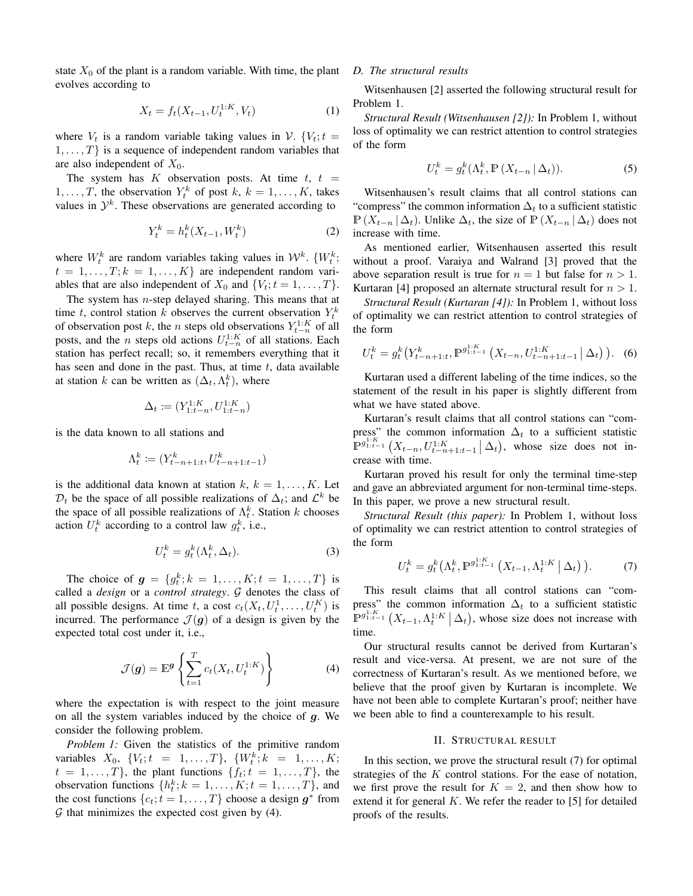state $X_0$ of the plant is a random variable. With time, the plant evolves according to

$$X_t = f_t(X_{t-1}, U_t^{1:K}, V_t) \tag{1}$$

where $V_t$ is a random variable taking values in $\mathcal{V}$. $\{V_t; t = 1, \dots, T\}$ is a sequence of independent random variables that are also independent of $X_0$.

The system has $K$ observation posts. At time $t$, $t = 1, \dots, T$, the observation $Y_t^k$ of post $k$, $k = 1, \dots, K$, takes values in $\mathcal{Y}^k$. These observations are generated according to

$$Y_t^k = h_t^k(X_{t-1}, W_t^k) \tag{2}$$

where $W_t^k$ are random variables taking values in $\mathcal{W}^k$. $\{W_t^k; t = 1, \dots, T; k = 1, \dots, K\}$ are independent random variables that are also independent of $X_0$ and $\{V_t; t = 1, \dots, T\}$.

The system has $n$-step delayed sharing. This means that at time $t$, control station $k$ observes the current observation $Y_t^k$ of observation post $k$, the $n$ steps old observations $Y_{t-n}^{1:K}$ of all posts, and the $n$ steps old actions $U_{t-n}^{1:K}$ of all stations. Each station has perfect recall; so, it remembers everything that it has seen and done in the past. Thus, at time $t$, data available at station $k$ can be written as $(\Delta_t, \Lambda_t^k)$, where

$$\Delta_t := (Y_{1:t-n}^{1:K}, U_{1:t-n}^{1:K})$$

is the data known to all stations and

$$\Lambda_t^k := (Y_{t-n+1:t}^k, U_{t-n+1:t-1}^k)$$

is the additional data known at station $k$, $k = 1, \dots, K$. Let $\mathcal{D}_t$ be the space of all possible realizations of $\Delta_t$; and $\mathcal{L}^k$ be the space of all possible realizations of $\Lambda_t^k$. Station $k$ chooses action $U_t^k$ according to a control law $g_t^k$, i.e.,

$$U_t^k = g_t^k(\Lambda_t^k, \Delta_t). \tag{3}$$

The choice of $\boldsymbol{g} = \{g_t^k; k = 1, \dots, K; t = 1, \dots, T\}$ is called a *design* or a *control strategy*. $\mathcal{G}$ denotes the class of all possible designs. At time $t$, a cost $c_t(X_t, U_t^1, \dots, U_t^K)$ is incurred. The performance $\mathcal{J}(\boldsymbol{g})$ of a design is given by the expected total cost under it, i.e.,

$$\mathcal{J}(\boldsymbol{g}) = \mathbb{E}^{\boldsymbol{g}} \left\{ \sum_{t=1}^{T} c_t(X_t, U_t^{1:K}) \right\} \tag{4}$$

where the expectation is with respect to the joint measure on all the system variables induced by the choice of $\boldsymbol{g}$. We consider the following problem.

*Problem 1:* Given the statistics of the primitive random variables $X_0$, $\{V_t; t = 1, \dots, T\}$, $\{W_t^k; k = 1, \dots, K; t = 1, \dots, T\}$, the plant functions $\{f_t; t = 1, \dots, T\}$, the observation functions $\{h_t^k; k = 1, \dots, K; t = 1, \dots, T\}$, and the cost functions $\{c_t; t = 1, \dots, T\}$ choose a design $\boldsymbol{g}^*$ from $\mathcal{G}$ that minimizes the expected cost given by (4).

### D. The structural results

Witsenhausen [2] asserted the following structural result for Problem 1.

*Structural Result (Witsenhausen [2]):* In Problem 1, without loss of optimality we can restrict attention to control strategies of the form

$$U_t^k = g_t^k(\Lambda_t^k, \mathbb{P}(X_{t-n} \,|\, \Delta_t)). \tag{5}$$

Witsenhausen's result claims that all control stations can "compress" the common information $\Delta_t$ to a sufficient statistic $\mathbb{P}(X_{t-n} \,|\, \Delta_t)$. Unlike $\Delta_t$, the size of $\mathbb{P}(X_{t-n} \,|\, \Delta_t)$ does not increase with time.

As mentioned earlier, Witsenhausen asserted this result without a proof. Varaiya and Walrand [3] proved that the above separation result is true for $n = 1$ but false for $n > 1$. Kurtaran [4] proposed an alternate structural result for $n > 1$.

*Structural Result (Kurtaran [4]):* In Problem 1, without loss of optimality we can restrict attention to control strategies of the form

$$U_t^k = g_t^k\big(Y_{t-n+1:t}^k, \mathbb{P}^{g_{1:t-1}^{1:K}}\left(X_{t-n}, U_{t-n+1:t-1}^{1:K} \,\middle|\, \Delta_t\right)\big). \tag{6}$$

Kurtaran used a different labeling of the time indices, so the statement of the result in his paper is slightly different from what we have stated above.

Kurtaran's result claims that all control stations can "compress" the common information $\Delta_t$ to a sufficient statistic $\mathbb{P}^{g_{1:t-1}^{1:K}}\left(X_{t-n}, U_{t-n+1:t-1}^{1:K} \,\middle|\, \Delta_t\right)$, whose size does not increase with time.

Kurtaran proved his result for only the terminal time-step and gave an abbreviated argument for non-terminal time-steps. In this paper, we prove a new structural result.

*Structural Result (this paper):* In Problem 1, without loss of optimality we can restrict attention to control strategies of the form

$$U_t^k = g_t^k\big(\Lambda_t^k, \mathbb{P}^{g_{1:t-1}^{1:K}}\left(X_{t-1}, \Lambda_t^{1:K} \,\middle|\, \Delta_t\right)\big). \tag{7}$$

This result claims that all control stations can "compress" the common information $\Delta_t$ to a sufficient statistic $\mathbb{P}^{g_{1:t-1}^{1:K}}\left(X_{t-1}, \Lambda_t^{1:K} \,\middle|\, \Delta_t\right)$, whose size does not increase with time.

Our structural results cannot be derived from Kurtaran's result and vice-versa. At present, we are not sure of the correctness of Kurtaran's result. As we mentioned before, we believe that the proof given by Kurtaran is incomplete. We have not been able to complete Kurtaran's proof; neither have we been able to find a counterexample to his result.

## II. Structural result

In this section, we prove the structural result (7) for optimal strategies of the $K$ control stations. For the ease of notation, we first prove the result for $K = 2$, and then show how to extend it for general $K$. We refer the reader to [5] for detailed proofs of the results.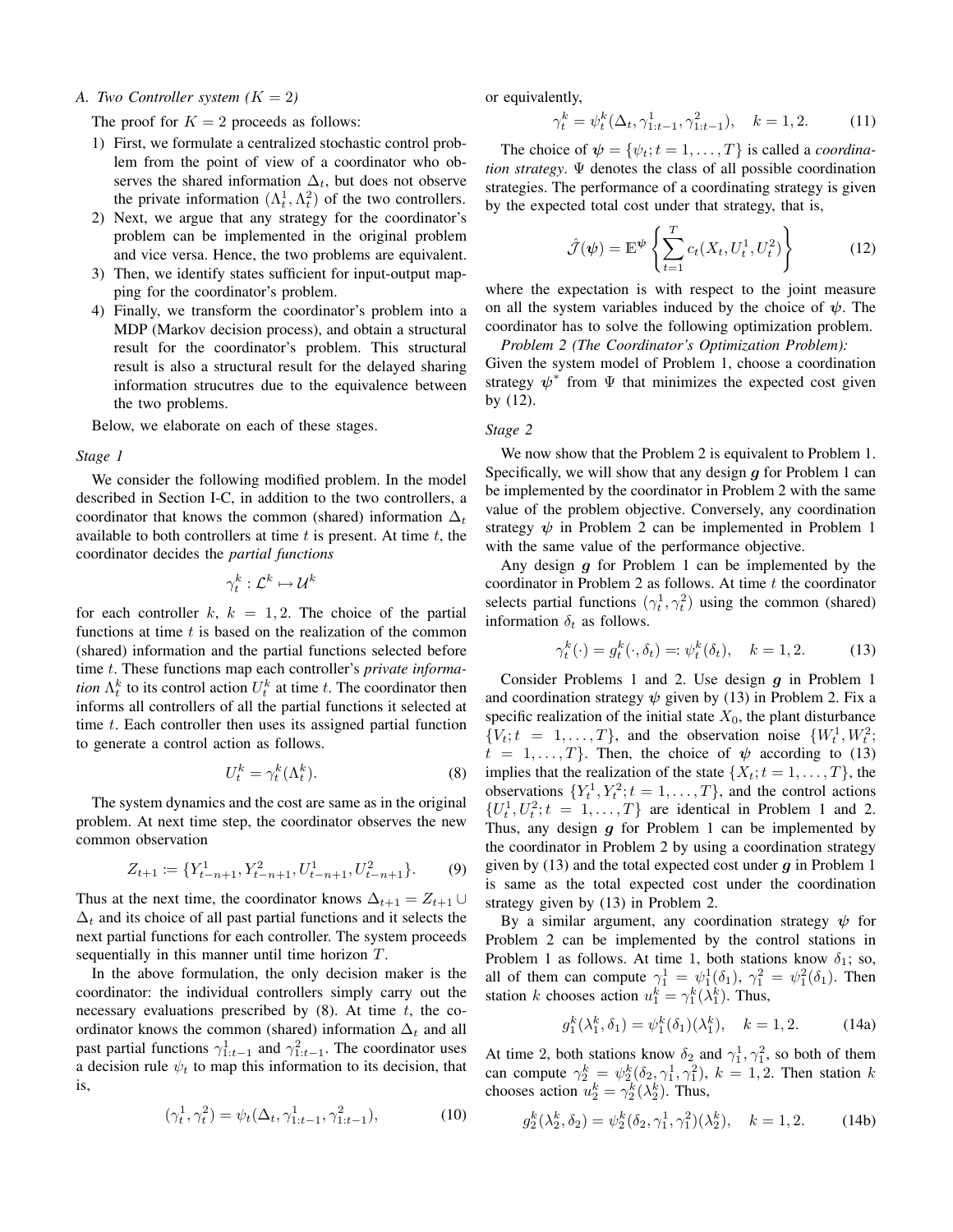### A. Two Controller system ($K = 2$)

The proof for $K = 2$ proceeds as follows:

1) First, we formulate a centralized stochastic control problem from the point of view of a coordinator who observes the shared information $\Delta_t$, but does not observe the private information $(\Lambda_t^1, \Lambda_t^2)$ of the two controllers.
2) Next, we argue that any strategy for the coordinator's problem can be implemented in the original problem and vice versa. Hence, the two problems are equivalent.
3) Then, we identify states sufficient for input-output mapping for the coordinator's problem.
4) Finally, we transform the coordinator's problem into a MDP (Markov decision process), and obtain a structural result for the coordinator's problem. This structural result is also a structural result for the delayed sharing information strucutres due to the equivalence between the two problems.

Below, we elaborate on each of these stages.

*Stage 1*

We consider the following modified problem. In the model described in Section I-C, in addition to the two controllers, a coordinator that knows the common (shared) information $\Delta_t$ available to both controllers at time $t$ is present. At time $t$, the coordinator decides the *partial functions*

$$\gamma_t^k : \mathcal{L}^k \mapsto \mathcal{U}^k$$

for each controller $k$, $k = 1, 2$. The choice of the partial functions at time $t$ is based on the realization of the common (shared) information and the partial functions selected before time $t$. These functions map each controller's *private information* $\Lambda_t^k$ to its control action $U_t^k$ at time $t$. The coordinator then informs all controllers of all the partial functions it selected at time $t$. Each controller then uses its assigned partial function to generate a control action as follows.

$$U_t^k = \gamma_t^k(\Lambda_t^k). \tag{8}$$

The system dynamics and the cost are same as in the original problem. At next time step, the coordinator observes the new common observation

$$Z_{t+1} := \{Y_{t-n+1}^1, Y_{t-n+1}^2, U_{t-n+1}^1, U_{t-n+1}^2\}. \tag{9}$$

Thus at the next time, the coordinator knows $\Delta_{t+1} = Z_{t+1} \cup \Delta_t$ and its choice of all past partial functions and it selects the next partial functions for each controller. The system proceeds sequentially in this manner until time horizon $T$.

In the above formulation, the only decision maker is the coordinator: the individual controllers simply carry out the necessary evaluations prescribed by (8). At time $t$, the coordinator knows the common (shared) information $\Delta_t$ and all past partial functions $\gamma_{1:t-1}^1$ and $\gamma_{1:t-1}^2$. The coordinator uses a decision rule $\psi_t$ to map this information to its decision, that is,

$$(\gamma_t^1, \gamma_t^2) = \psi_t(\Delta_t, \gamma_{1:t-1}^1, \gamma_{1:t-1}^2), \tag{10}$$

or equivalently,

$$\gamma_t^k = \psi_t^k(\Delta_t, \gamma_{1:t-1}^1, \gamma_{1:t-1}^2), \quad k = 1, 2. \tag{11}$$

The choice of $\boldsymbol{\psi} = \{\psi_t; t = 1, \dots, T\}$ is called a *coordination strategy*. $\Psi$ denotes the class of all possible coordination strategies. The performance of a coordinating strategy is given by the expected total cost under that strategy, that is,

$$\hat{\mathcal{J}}(\boldsymbol{\psi}) = \mathbb{E}^{\boldsymbol{\psi}} \left\{ \sum_{t=1}^{T} c_t(X_t, U_t^1, U_t^2) \right\} \tag{12}$$

where the expectation is with respect to the joint measure on all the system variables induced by the choice of $\boldsymbol{\psi}$. The coordinator has to solve the following optimization problem.

*Problem 2 (The Coordinator's Optimization Problem):* Given the system model of Problem 1, choose a coordination strategy $\boldsymbol{\psi}^*$ from $\Psi$ that minimizes the expected cost given by (12).

*Stage 2*

We now show that the Problem 2 is equivalent to Problem 1. Specifically, we will show that any design $\boldsymbol{g}$ for Problem 1 can be implemented by the coordinator in Problem 2 with the same value of the problem objective. Conversely, any coordination strategy $\boldsymbol{\psi}$ in Problem 2 can be implemented in Problem 1 with the same value of the performance objective.

Any design $\boldsymbol{g}$ for Problem 1 can be implemented by the coordinator in Problem 2 as follows. At time $t$ the coordinator selects partial functions $(\gamma_t^1, \gamma_t^2)$ using the common (shared) information $\delta_t$ as follows.

$$\gamma_t^k(\cdot) = g_t^k(\cdot, \delta_t) =: \psi_t^k(\delta_t), \quad k = 1, 2. \tag{13}$$

Consider Problems 1 and 2. Use design $\boldsymbol{g}$ in Problem 1 and coordination strategy $\boldsymbol{\psi}$ given by (13) in Problem 2. Fix a specific realization of the initial state $X_0$, the plant disturbance $\{V_t; t = 1, \dots, T\}$, and the observation noise $\{W_t^1, W_t^2; t = 1, \dots, T\}$. Then, the choice of $\boldsymbol{\psi}$ according to (13) implies that the realization of the state $\{X_t; t = 1, \dots, T\}$, the observations $\{Y_t^1, Y_t^2; t = 1, \dots, T\}$, and the control actions $\{U_t^1, U_t^2; t = 1, \dots, T\}$ are identical in Problem 1 and 2. Thus, any design $\boldsymbol{g}$ for Problem 1 can be implemented by the coordinator in Problem 2 by using a coordination strategy given by (13) and the total expected cost under $\boldsymbol{g}$ in Problem 1 is same as the total expected cost under the coordination strategy given by (13) in Problem 2.

By a similar argument, any coordination strategy $\boldsymbol{\psi}$ for Problem 2 can be implemented by the control stations in Problem 1 as follows. At time 1, both stations know $\delta_1$; so, all of them can compute $\gamma_1^1 = \psi_1^1(\delta_1)$, $\gamma_1^2 = \psi_1^2(\delta_1)$. Then station $k$ chooses action $u_1^k = \gamma_1^k(\lambda_1^k)$. Thus,

$$g_1^k(\lambda_1^k, \delta_1) = \psi_1^k(\delta_1)(\lambda_1^k), \quad k = 1, 2. \tag{14a}$$

At time 2, both stations know $\delta_2$ and $\gamma_1^1, \gamma_1^2$, so both of them can compute $\gamma_2^k = \psi_2^k(\delta_2, \gamma_1^1, \gamma_1^2)$, $k = 1, 2$. Then station $k$ chooses action $u_2^k = \gamma_2^k(\lambda_2^k)$. Thus,

$$g_2^k(\lambda_2^k, \delta_2) = \psi_2^k(\delta_2, \gamma_1^1, \gamma_1^2)(\lambda_2^k), \quad k = 1, 2. \tag{14b}$$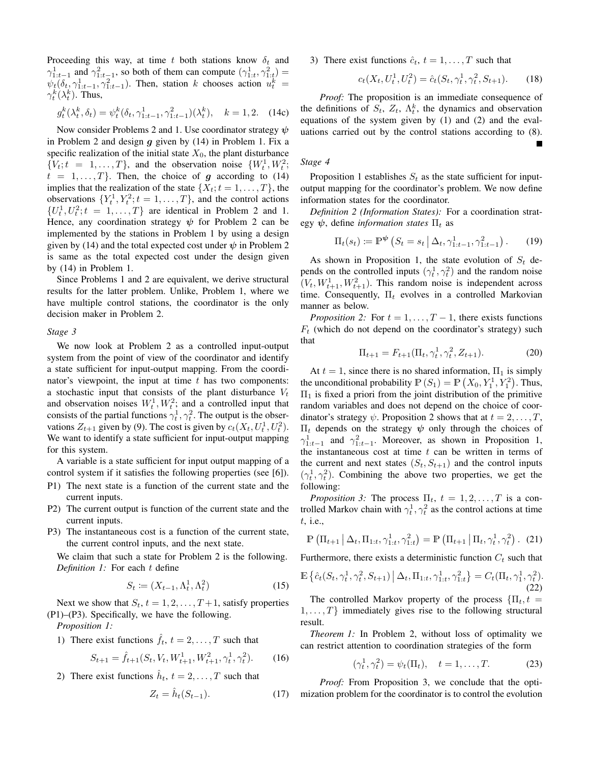Proceeding this way, at time $t$ both stations know $\delta_t$ and $\gamma^1_{1:t-1}$ and $\gamma^2_{1:t-1}$, so both of them can compute $(\gamma^1_{1:t}, \gamma^2_{1:t}) = \psi_t(\delta_t, \gamma^1_{1:t-1}, \gamma^2_{1:t-1})$. Then, station $k$ chooses action $u^k_t = \gamma^k_t(\lambda^k_t)$. Thus,

$$g^k_t(\lambda^k_t, \delta_t) = \psi^k_t(\delta_t, \gamma^1_{1:t-1}, \gamma^2_{1:t-1})(\lambda^k_t), \quad k = 1, 2. \tag{14c}$$

Now consider Problems 2 and 1. Use coordinator strategy $\boldsymbol{\psi}$ in Problem 2 and design $\boldsymbol{g}$ given by (14) in Problem 1. Fix a specific realization of the initial state $X_0$, the plant disturbance $\{V_t; t = 1, \dots, T\}$, and the observation noise $\{W^1_t, W^2_t; t = 1, \dots, T\}$. Then, the choice of $\boldsymbol{g}$ according to (14) implies that the realization of the state $\{X_t; t = 1, \dots, T\}$, the observations $\{Y^1_t, Y^2_t; t = 1, \dots, T\}$, and the control actions $\{U^1_t, U^2_t; t = 1, \dots, T\}$ are identical in Problem 2 and 1. Hence, any coordination strategy $\boldsymbol{\psi}$ for Problem 2 can be implemented by the stations in Problem 1 by using a design given by (14) and the total expected cost under $\boldsymbol{\psi}$ in Problem 2 is same as the total expected cost under the design given by (14) in Problem 1.

Since Problems 1 and 2 are equivalent, we derive structural results for the latter problem. Unlike, Problem 1, where we have multiple control stations, the coordinator is the only decision maker in Problem 2.

*Stage 3*

We now look at Problem 2 as a controlled input-output system from the point of view of the coordinator and identify a state sufficient for input-output mapping. From the coordinator's viewpoint, the input at time $t$ has two components: a stochastic input that consists of the plant disturbance $V_t$ and observation noises $W^1_t, W^2_t$; and a controlled input that consists of the partial functions $\gamma^1_t, \gamma^2_t$. The output is the observations $Z_{t+1}$ given by (9). The cost is given by $c_t(X_t, U^1_t, U^2_t)$. We want to identify a state sufficient for input-output mapping for this system.

A variable is a state sufficient for input output mapping of a control system if it satisfies the following properties (see [6]).

P1) The next state is a function of the current state and the current inputs.

P2) The current output is function of the current state and the current inputs.

P3) The instantaneous cost is a function of the current state, the current control inputs, and the next state.

We claim that such a state for Problem 2 is the following.

*Definition 1:* For each $t$ define

$$S_t := (X_{t-1}, \Lambda^1_t, \Lambda^2_t) \tag{15}$$

Next we show that $S_t$, $t = 1, 2, \dots, T+1$, satisfy properties (P1)–(P3). Specifically, we have the following.

*Proposition 1:*

1) There exist functions $\hat{f}_t$, $t = 2, \dots, T$ such that
$$S_{t+1} = \hat{f}_{t+1}(S_t, V_t, W^1_{t+1}, W^2_{t+1}, \gamma^1_t, \gamma^2_t). \tag{16}$$

2) There exist functions $\hat{h}_t$, $t = 2, \dots, T$ such that
$$Z_t = \hat{h}_t(S_{t-1}). \tag{17}$$

3) There exist functions $\hat{c}_t$, $t = 1, \dots, T$ such that
$$c_t(X_t, U^1_t, U^2_t) = \hat{c}_t(S_t, \gamma^1_t, \gamma^2_t, S_{t+1}). \tag{18}$$

*Proof:* The proposition is an immediate consequence of the definitions of $S_t$, $Z_t$, $\Lambda^k_t$, the dynamics and observation equations of the system given by (1) and (2) and the evaluations carried out by the control stations according to (8). ∎

*Stage 4*

Proposition 1 establishes $S_t$ as the state sufficient for input-output mapping for the coordinator's problem. We now define information states for the coordinator.

*Definition 2 (Information States):* For a coordination strategy $\boldsymbol{\psi}$, define *information states* $\Pi_t$ as

$$\Pi_t(s_t) := \mathbb{P}^{\boldsymbol{\psi}}\left(S_t = s_t \,\middle|\, \Delta_t, \gamma^1_{1:t-1}, \gamma^2_{1:t-1}\right). \tag{19}$$

As shown in Proposition 1, the state evolution of $S_t$ depends on the controlled inputs $(\gamma^1_t, \gamma^2_t)$ and the random noise $(V_t, W^1_{t+1}, W^2_{t+1})$. This random noise is independent across time. Consequently, $\Pi_t$ evolves in a controlled Markovian manner as below.

*Proposition 2:* For $t = 1, \dots, T-1$, there exists functions $F_t$ (which do not depend on the coordinator's strategy) such that

$$\Pi_{t+1} = F_{t+1}(\Pi_t, \gamma^1_t, \gamma^2_t, Z_{t+1}). \tag{20}$$

At $t = 1$, since there is no shared information, $\Pi_1$ is simply the unconditional probability $\mathbb{P}(S_1) = \mathbb{P}\left(X_0, Y^1_1, Y^2_1\right)$. Thus, $\Pi_1$ is fixed a priori from the joint distribution of the primitive random variables and does not depend on the choice of coordinator's strategy $\psi$. Proposition 2 shows that at $t = 2, \dots, T$, $\Pi_t$ depends on the strategy $\boldsymbol{\psi}$ only through the choices of $\gamma^1_{1:t-1}$ and $\gamma^2_{1:t-1}$. Moreover, as shown in Proposition 1, the instantaneous cost at time $t$ can be written in terms of the current and next states $(S_t, S_{t+1})$ and the control inputs $(\gamma^1_t, \gamma^2_t)$. Combining the above two properties, we get the following:

*Proposition 3:* The process $\Pi_t$, $t = 1, 2, \dots, T$ is a controlled Markov chain with $\gamma^1_t, \gamma^2_t$ as the control actions at time $t$, i.e.,

$$\mathbb{P}\left(\Pi_{t+1} \,\middle|\, \Delta_t, \Pi_{1:t}, \gamma^1_{1:t}, \gamma^2_{1:t}\right) = \mathbb{P}\left(\Pi_{t+1} \,\middle|\, \Pi_t, \gamma^1_t, \gamma^2_t\right). \tag{21}$$

Furthermore, there exists a deterministic function $C_t$ such that

$$\mathbb{E}\left\{\hat{c}_t(S_t, \gamma^1_t, \gamma^2_t, S_{t+1}) \,\middle|\, \Delta_t, \Pi_{1:t}, \gamma^1_{1:t}, \gamma^2_{1:t}\right\} = C_t(\Pi_t, \gamma^1_t, \gamma^2_t). \tag{22}$$

The controlled Markov property of the process $\{\Pi_t, t = 1, \dots, T\}$ immediately gives rise to the following structural result.

*Theorem 1:* In Problem 2, without loss of optimality we can restrict attention to coordination strategies of the form

$$(\gamma^1_t, \gamma^2_t) = \psi_t(\Pi_t), \quad t = 1, \dots, T. \tag{23}$$

*Proof:* From Proposition 3, we conclude that the optimization problem for the coordinator is to control the evolution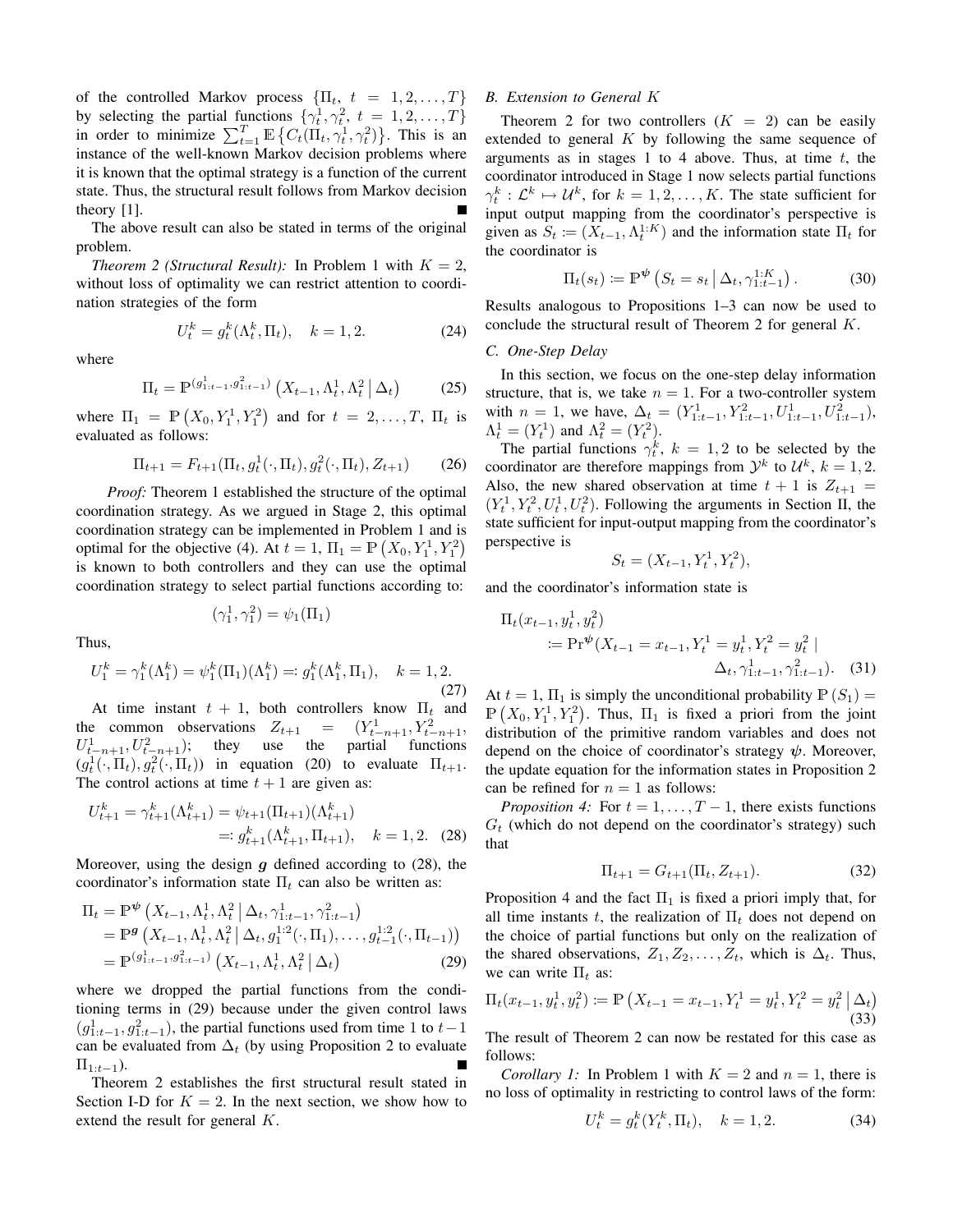of the controlled Markov process $\{\Pi_t,\ t = 1, 2, \ldots, T\}$ by selecting the partial functions $\{\gamma_t^1, \gamma_t^2,\ t = 1, 2, \ldots, T\}$ in order to minimize $\sum_{t=1}^{T} \mathbb{E}\left\{C_t(\Pi_t, \gamma_t^1, \gamma_t^2)\right\}$. This is an instance of the well-known Markov decision problems where it is known that the optimal strategy is a function of the current state. Thus, the structural result follows from Markov decision theory [1]. ∎

The above result can also be stated in terms of the original problem.

*Theorem 2 (Structural Result):* In Problem 1 with $K = 2$, without loss of optimality we can restrict attention to coordination strategies of the form

$$U_t^k = g_t^k(\Lambda_t^k, \Pi_t), \quad k = 1, 2. \tag{24}$$

where

$$\Pi_t = \mathbb{P}^{(g_{1:t-1}^1, g_{1:t-1}^2)}\left(X_{t-1}, \Lambda_t^1, \Lambda_t^2 \,\middle|\, \Delta_t\right) \tag{25}$$

where $\Pi_1 = \mathbb{P}\left(X_0, Y_1^1, Y_1^2\right)$ and for $t = 2, \ldots, T$, $\Pi_t$ is evaluated as follows:

$$\Pi_{t+1} = F_{t+1}(\Pi_t, g_t^1(\cdot, \Pi_t), g_t^2(\cdot, \Pi_t), Z_{t+1}) \tag{26}$$

*Proof:* Theorem 1 established the structure of the optimal coordination strategy. As we argued in Stage 2, this optimal coordination strategy can be implemented in Problem 1 and is optimal for the objective (4). At $t = 1$, $\Pi_1 = \mathbb{P}\left(X_0, Y_1^1, Y_1^2\right)$ is known to both controllers and they can use the optimal coordination strategy to select partial functions according to:

$$(\gamma_1^1, \gamma_1^2) = \psi_1(\Pi_1)$$

Thus,

$$U_1^k = \gamma_1^k(\Lambda_1^k) = \psi_1^k(\Pi_1)(\Lambda_1^k) =: g_1^k(\Lambda_1^k, \Pi_1), \quad k = 1, 2. \tag{27}$$

At time instant $t+1$, both controllers know $\Pi_t$ and the common observations $Z_{t+1} = (Y_{t-n+1}^1, Y_{t-n+1}^2, U_{t-n+1}^1, U_{t-n+1}^2)$; they use the partial functions $(g_t^1(\cdot, \Pi_t), g_t^2(\cdot, \Pi_t))$ in equation (20) to evaluate $\Pi_{t+1}$. The control actions at time $t+1$ are given as:

$$\begin{aligned} U_{t+1}^k = \gamma_{t+1}^k(\Lambda_{t+1}^k) &= \psi_{t+1}(\Pi_{t+1})(\Lambda_{t+1}^k) \\ &=: g_{t+1}^k(\Lambda_{t+1}^k, \Pi_{t+1}), \quad k = 1, 2. \end{aligned} \tag{28}$$

Moreover, using the design $\boldsymbol{g}$ defined according to (28), the coordinator's information state $\Pi_t$ can also be written as:

$$\begin{aligned} \Pi_t &= \mathbb{P}^{\boldsymbol{\psi}}\left(X_{t-1}, \Lambda_t^1, \Lambda_t^2 \,\middle|\, \Delta_t, \gamma_{1:t-1}^1, \gamma_{1:t-1}^2\right) \\ &= \mathbb{P}^{\boldsymbol{g}}\left(X_{t-1}, \Lambda_t^1, \Lambda_t^2 \,\middle|\, \Delta_t, g_1^{1:2}(\cdot, \Pi_1), \ldots, g_{t-1}^{1:2}(\cdot, \Pi_{t-1})\right) \\ &= \mathbb{P}^{(g_{1:t-1}^1, g_{1:t-1}^2)}\left(X_{t-1}, \Lambda_t^1, \Lambda_t^2 \,\middle|\, \Delta_t\right) \end{aligned} \tag{29}$$

where we dropped the partial functions from the conditioning terms in (29) because under the given control laws $(g_{1:t-1}^1, g_{1:t-1}^2)$, the partial functions used from time 1 to $t-1$ can be evaluated from $\Delta_t$ (by using Proposition 2 to evaluate $\Pi_{1:t-1}$). ∎

Theorem 2 establishes the first structural result stated in Section I-D for $K = 2$. In the next section, we show how to extend the result for general $K$.

### B. Extension to General $K$

Theorem 2 for two controllers ($K = 2$) can be easily extended to general $K$ by following the same sequence of arguments as in stages 1 to 4 above. Thus, at time $t$, the coordinator introduced in Stage 1 now selects partial functions $\gamma_t^k : \mathcal{L}^k \mapsto \mathcal{U}^k$, for $k = 1, 2, \ldots, K$. The state sufficient for input output mapping from the coordinator's perspective is given as $S_t := (X_{t-1}, \Lambda_t^{1:K})$ and the information state $\Pi_t$ for the coordinator is

$$\Pi_t(s_t) := \mathbb{P}^{\boldsymbol{\psi}}\left(S_t = s_t \,\middle|\, \Delta_t, \gamma_{1:t-1}^{1:K}\right). \tag{30}$$

Results analogous to Propositions 1–3 can now be used to conclude the structural result of Theorem 2 for general $K$.

### C. One-Step Delay

In this section, we focus on the one-step delay information structure, that is, we take $n = 1$. For a two-controller system with $n = 1$, we have, $\Delta_t = (Y_{1:t-1}^1, Y_{1:t-1}^2, U_{1:t-1}^1, U_{1:t-1}^2)$, $\Lambda_t^1 = (Y_t^1)$ and $\Lambda_t^2 = (Y_t^2)$.

The partial functions $\gamma_t^k$, $k = 1, 2$ to be selected by the coordinator are therefore mappings from $\mathcal{Y}^k$ to $\mathcal{U}^k$, $k = 1, 2$. Also, the new shared observation at time $t+1$ is $Z_{t+1} = (Y_t^1, Y_t^2, U_t^1, U_t^2)$. Following the arguments in Section II, the state sufficient for input-output mapping from the coordinator's perspective is

$$S_t = (X_{t-1}, Y_t^1, Y_t^2),$$

and the coordinator's information state is

$$\begin{aligned} \Pi_t&(x_{t-1}, y_t^1, y_t^2) \\ &:= \Pr^{\boldsymbol{\psi}}(X_{t-1} = x_{t-1}, Y_t^1 = y_t^1, Y_t^2 = y_t^2 \mid \\ &\qquad\qquad \Delta_t, \gamma_{1:t-1}^1, \gamma_{1:t-1}^2). \end{aligned} \tag{31}$$

At $t = 1$, $\Pi_1$ is simply the unconditional probability $\mathbb{P}(S_1) = \mathbb{P}\left(X_0, Y_1^1, Y_1^2\right)$. Thus, $\Pi_1$ is fixed a priori from the joint distribution of the primitive random variables and does not depend on the choice of coordinator's strategy $\boldsymbol{\psi}$. Moreover, the update equation for the information states in Proposition 2 can be refined for $n = 1$ as follows:

*Proposition 4:* For $t = 1, \ldots, T-1$, there exists functions $G_t$ (which do not depend on the coordinator's strategy) such that

$$\Pi_{t+1} = G_{t+1}(\Pi_t, Z_{t+1}). \tag{32}$$

Proposition 4 and the fact $\Pi_1$ is fixed a priori imply that, for all time instants $t$, the realization of $\Pi_t$ does not depend on the choice of partial functions but only on the realization of the shared observations, $Z_1, Z_2, \ldots, Z_t$, which is $\Delta_t$. Thus, we can write $\Pi_t$ as:

$$\Pi_t(x_{t-1}, y_t^1, y_t^2) := \mathbb{P}\left(X_{t-1} = x_{t-1}, Y_t^1 = y_t^1, Y_t^2 = y_t^2 \,\middle|\, \Delta_t\right) \tag{33}$$

The result of Theorem 2 can now be restated for this case as follows:

*Corollary 1:* In Problem 1 with $K = 2$ and $n = 1$, there is no loss of optimality in restricting to control laws of the form:

$$U_t^k = g_t^k(Y_t^k, \Pi_t), \quad k = 1, 2. \tag{34}$$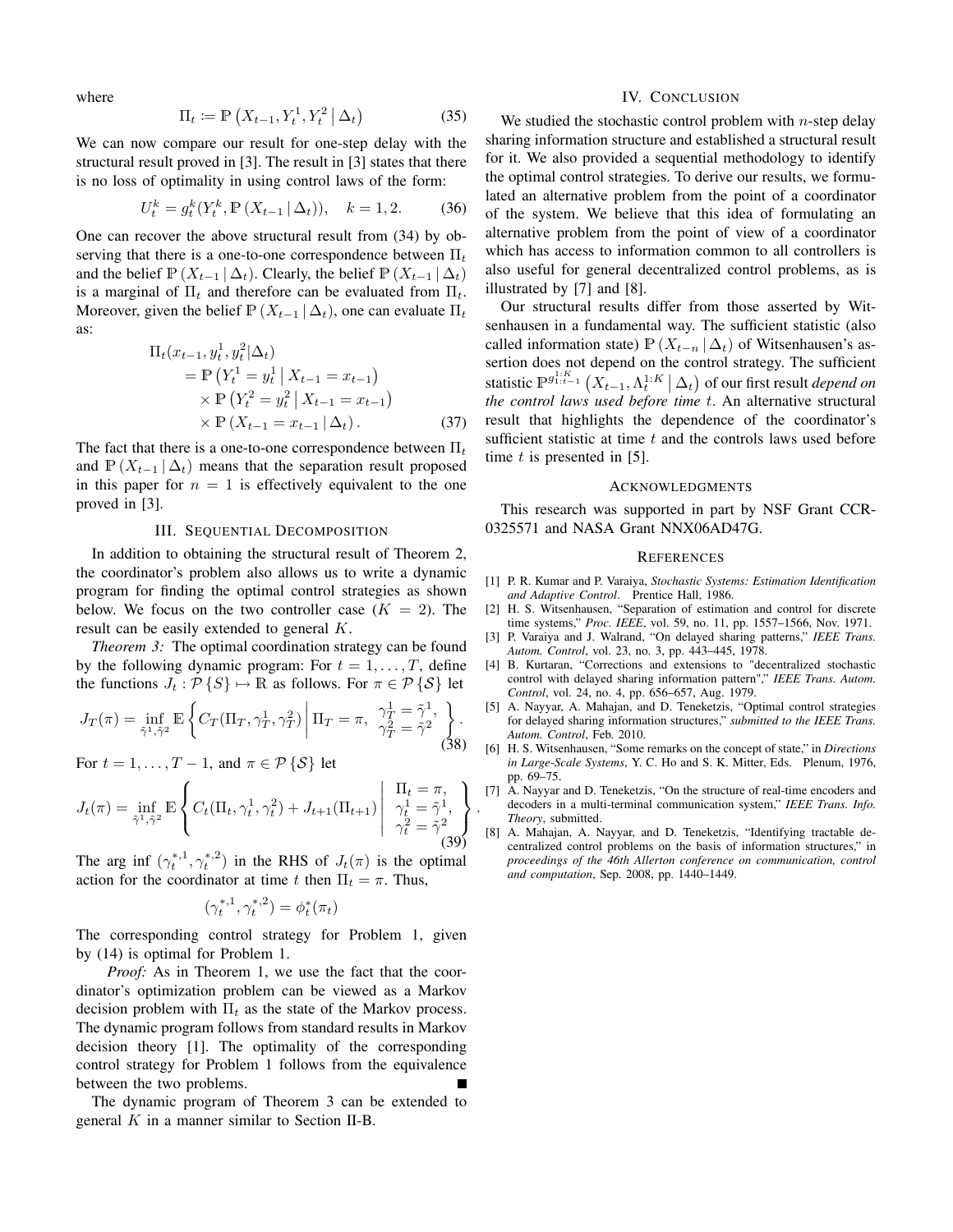where

$$\Pi_t := \mathbb{P}\left(X_{t-1}, Y_t^1, Y_t^2 \,\middle|\, \Delta_t\right) \tag{35}$$

We can now compare our result for one-step delay with the structural result proved in [3]. The result in [3] states that there is no loss of optimality in using control laws of the form:

$$U_t^k = g_t^k(Y_t^k, \mathbb{P}\left(X_{t-1} \,|\, \Delta_t\right)), \quad k = 1, 2. \tag{36}$$

One can recover the above structural result from (34) by observing that there is a one-to-one correspondence between $\Pi_t$ and the belief $\mathbb{P}\left(X_{t-1} \,|\, \Delta_t\right)$. Clearly, the belief $\mathbb{P}\left(X_{t-1} \,|\, \Delta_t\right)$ is a marginal of $\Pi_t$ and therefore can be evaluated from $\Pi_t$. Moreover, given the belief $\mathbb{P}\left(X_{t-1} \,|\, \Delta_t\right)$, one can evaluate $\Pi_t$ as:

$$\begin{aligned}
\Pi_t(x_{t-1}, y_t^1, y_t^2 | \Delta_t) &= \mathbb{P}\left(Y_t^1 = y_t^1 \,\middle|\, X_{t-1} = x_{t-1}\right) \\
&\quad \times \mathbb{P}\left(Y_t^2 = y_t^2 \,\middle|\, X_{t-1} = x_{t-1}\right) \\
&\quad \times \mathbb{P}\left(X_{t-1} = x_{t-1} \,|\, \Delta_t\right).
\end{aligned} \tag{37}$$

The fact that there is a one-to-one correspondence between $\Pi_t$ and $\mathbb{P}\left(X_{t-1} \,|\, \Delta_t\right)$ means that the separation result proposed in this paper for $n = 1$ is effectively equivalent to the one proved in [3].

## III. Sequential Decomposition

In addition to obtaining the structural result of Theorem 2, the coordinator's problem also allows us to write a dynamic program for finding the optimal control strategies as shown below. We focus on the two controller case ($K = 2$). The result can be easily extended to general $K$.

*Theorem 3:* The optimal coordination strategy can be found by the following dynamic program: For $t = 1, \dots, T$, define the functions $J_t : \mathcal{P}\left\{\mathcal{S}\right\} \mapsto \mathbb{R}$ as follows. For $\pi \in \mathcal{P}\left\{\mathcal{S}\right\}$ let

$$J_T(\pi) = \inf_{\tilde{\gamma}^1, \tilde{\gamma}^2} \mathbb{E}\left\{ C_T(\Pi_T, \gamma_T^1, \gamma_T^2) \,\middle|\, \Pi_T = \pi,\ \begin{array}{l} \gamma_T^1 = \tilde{\gamma}^1, \\ \gamma_T^2 = \tilde{\gamma}^2 \end{array} \right\}. \tag{38}$$

For $t = 1, \dots, T-1$, and $\pi \in \mathcal{P}\left\{\mathcal{S}\right\}$ let

$$J_t(\pi) = \inf_{\tilde{\gamma}^1, \tilde{\gamma}^2} \mathbb{E}\left\{ C_t(\Pi_t, \gamma_t^1, \gamma_t^2) + J_{t+1}(\Pi_{t+1}) \,\middle|\, \begin{array}{l} \Pi_t = \pi, \\ \gamma_t^1 = \tilde{\gamma}^1, \\ \gamma_t^2 = \tilde{\gamma}^2 \end{array} \right\}. \tag{39}$$

The arg inf $(\gamma_t^{*,1}, \gamma_t^{*,2})$ in the RHS of $J_t(\pi)$ is the optimal action for the coordinator at time $t$ then $\Pi_t = \pi$. Thus,

$$(\gamma_t^{*,1}, \gamma_t^{*,2}) = \phi_t^*(\pi_t)$$

The corresponding control strategy for Problem 1, given by (14) is optimal for Problem 1.

*Proof:* As in Theorem 1, we use the fact that the coordinator's optimization problem can be viewed as a Markov decision problem with $\Pi_t$ as the state of the Markov process. The dynamic program follows from standard results in Markov decision theory [1]. The optimality of the corresponding control strategy for Problem 1 follows from the equivalence between the two problems. ∎

The dynamic program of Theorem 3 can be extended to general $K$ in a manner similar to Section II-B.

## IV. Conclusion

We studied the stochastic control problem with $n$-step delay sharing information structure and established a structural result for it. We also provided a sequential methodology to identify the optimal control strategies. To derive our results, we formulated an alternative problem from the point of a coordinator of the system. We believe that this idea of formulating an alternative problem from the point of view of a coordinator which has access to information common to all controllers is also useful for general decentralized control problems, as is illustrated by [7] and [8].

Our structural results differ from those asserted by Witsenhausen in a fundamental way. The sufficient statistic (also called information state) $\mathbb{P}\left(X_{t-n} \,|\, \Delta_t\right)$ of Witsenhausen's assertion does not depend on the control strategy. The sufficient statistic $\mathbb{P}^{g_{1:t-1}^{1:K}}\left(X_{t-1}, \Lambda_t^{1:K} \,\middle|\, \Delta_t\right)$ of our first result *depend on the control laws used before time* $t$. An alternative structural result that highlights the dependence of the coordinator's sufficient statistic at time $t$ and the controls laws used before time $t$ is presented in [5].

## Acknowledgments

This research was supported in part by NSF Grant CCR-0325571 and NASA Grant NNX06AD47G.

## References

[1] P. R. Kumar and P. Varaiya, *Stochastic Systems: Estimation Identification and Adaptive Control*. Prentice Hall, 1986.

[2] H. S. Witsenhausen, "Separation of estimation and control for discrete time systems," *Proc. IEEE*, vol. 59, no. 11, pp. 1557–1566, Nov. 1971.

[3] P. Varaiya and J. Walrand, "On delayed sharing patterns," *IEEE Trans. Autom. Control*, vol. 23, no. 3, pp. 443–445, 1978.

[4] B. Kurtaran, "Corrections and extensions to "decentralized stochastic control with delayed sharing information pattern"," *IEEE Trans. Autom. Control*, vol. 24, no. 4, pp. 656–657, Aug. 1979.

[5] A. Nayyar, A. Mahajan, and D. Teneketzis, "Optimal control strategies for delayed sharing information structures," *submitted to the IEEE Trans. Autom. Control*, Feb. 2010.

[6] H. S. Witsenhausen, "Some remarks on the concept of state," in *Directions in Large-Scale Systems*, Y. C. Ho and S. K. Mitter, Eds. Plenum, 1976, pp. 69–75.

[7] A. Nayyar and D. Teneketzis, "On the structure of real-time encoders and decoders in a multi-terminal communication system," *IEEE Trans. Info. Theory*, submitted.

[8] A. Mahajan, A. Nayyar, and D. Teneketzis, "Identifying tractable decentralized control problems on the basis of information structures," in *proceedings of the 46th Allerton conference on communication, control and computation*, Sep. 2008, pp. 1440–1449.